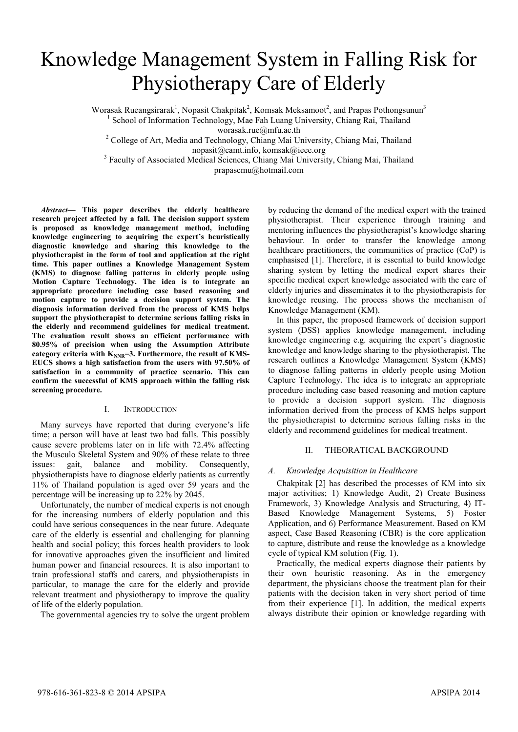# Knowledge Management System in Falling Risk for Physiotherapy Care of Elderly

Worasak Rueangsirarak[1], Nopasit Chakpitak[2], Komsak Meksamoot[2], and Prapas Pothongsunun[3]

[1] School of Information Technology, Mae Fah Luang University, Chiang Rai, Thailand
worasak.rue@mfu.ac.th

[2] College of Art, Media and Technology, Chiang Mai University, Chiang Mai, Thailand
nopasit@camt.info, komsak@ieee.org

[3] Faculty of Associated Medical Sciences, Chiang Mai University, Chiang Mai, Thailand
prapascmu@hotmail.com

***Abstract*— This paper describes the elderly healthcare research project affected by a fall. The decision support system is proposed as knowledge management method, including knowledge engineering to acquiring the expert's heuristically diagnostic knowledge and sharing this knowledge to the physiotherapist in the form of tool and application at the right time. This paper outlines a Knowledge Management System (KMS) to diagnose falling patterns in elderly people using Motion Capture Technology. The idea is to integrate an appropriate procedure including case based reasoning and motion capture to provide a decision support system. The diagnosis information derived from the process of KMS helps support the physiotherapist to determine serious falling risks in the elderly and recommend guidelines for medical treatment. The evaluation result shows an efficient performance with 80.95% of precision when using the Assumption Attribute category criteria with $K_{NNR}$=3. Furthermore, the result of KMS-EUCS shows a high satisfaction from the users with 97.50% of satisfaction in a community of practice scenario. This can confirm the successful of KMS approach within the falling risk screening procedure.**

## I. Introduction

Many surveys have reported that during everyone's life time; a person will have at least two bad falls. This possibly cause severe problems later on in life with 72.4% affecting the Musculo Skeletal System and 90% of these relate to three issues: gait, balance and mobility. Consequently, physiotherapists have to diagnose elderly patients as currently 11% of Thailand population is aged over 59 years and the percentage will be increasing up to 22% by 2045.

Unfortunately, the number of medical experts is not enough for the increasing numbers of elderly population and this could have serious consequences in the near future. Adequate care of the elderly is essential and challenging for planning health and social policy; this forces health providers to look for innovative approaches given the insufficient and limited human power and financial resources. It is also important to train professional staffs and carers, and physiotherapists in particular, to manage the care for the elderly and provide relevant treatment and physiotherapy to improve the quality of life of the elderly population.

The governmental agencies try to solve the urgent problem by reducing the demand of the medical expert with the trained physiotherapist. Their experience through training and mentoring influences the physiotherapist's knowledge sharing behaviour. In order to transfer the knowledge among healthcare practitioners, the communities of practice (CoP) is emphasised [1]. Therefore, it is essential to build knowledge sharing system by letting the medical expert shares their specific medical expert knowledge associated with the care of elderly injuries and disseminates it to the physiotherapists for knowledge reusing. The process shows the mechanism of Knowledge Management (KM).

In this paper, the proposed framework of decision support system (DSS) applies knowledge management, including knowledge engineering e.g. acquiring the expert's diagnostic knowledge and knowledge sharing to the physiotherapist. The research outlines a Knowledge Management System (KMS) to diagnose falling patterns in elderly people using Motion Capture Technology. The idea is to integrate an appropriate procedure including case based reasoning and motion capture to provide a decision support system. The diagnosis information derived from the process of KMS helps support the physiotherapist to determine serious falling risks in the elderly and recommend guidelines for medical treatment.

## II. Theoratical Background

### *A. Knowledge Acquisition in Healthcare*

Chakpitak [2] has described the processes of KM into six major activities; 1) Knowledge Audit, 2) Create Business Framework, 3) Knowledge Analysis and Structuring, 4) IT-Based Knowledge Management Systems, 5) Foster Application, and 6) Performance Measurement. Based on KM aspect, Case Based Reasoning (CBR) is the core application to capture, distribute and reuse the knowledge as a knowledge cycle of typical KM solution (Fig. 1).

Practically, the medical experts diagnose their patients by their own heuristic reasoning. As in the emergency department, the physicians choose the treatment plan for their patients with the decision taken in very short period of time from their experience [1]. In addition, the medical experts always distribute their opinion or knowledge regarding with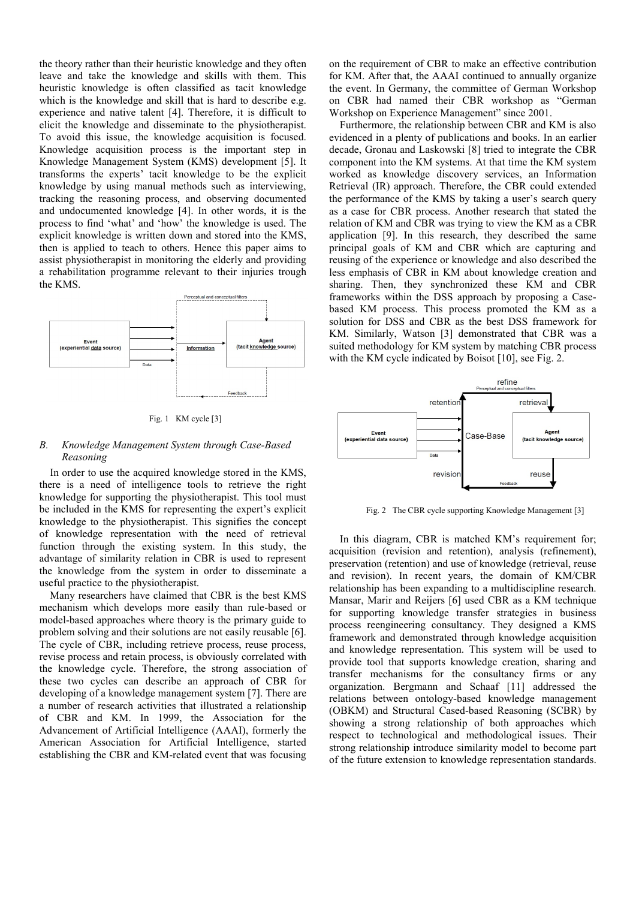the theory rather than their heuristic knowledge and they often leave and take the knowledge and skills with them. This heuristic knowledge is often classified as tacit knowledge which is the knowledge and skill that is hard to describe e.g. experience and native talent [4]. Therefore, it is difficult to elicit the knowledge and disseminate to the physiotherapist. To avoid this issue, the knowledge acquisition is focused. Knowledge acquisition process is the important step in Knowledge Management System (KMS) development [5]. It transforms the experts' tacit knowledge to be the explicit knowledge by using manual methods such as interviewing, tracking the reasoning process, and observing documented and undocumented knowledge [4]. In other words, it is the process to find 'what' and 'how' the knowledge is used. The explicit knowledge is written down and stored into the KMS, then is applied to teach to others. Hence this paper aims to assist physiotherapist in monitoring the elderly and providing a rehabilitation programme relevant to their injuries trough the KMS.

Fig. 1 KM cycle [3]

### B. Knowledge Management System through Case-Based Reasoning

In order to use the acquired knowledge stored in the KMS, there is a need of intelligence tools to retrieve the right knowledge for supporting the physiotherapist. This tool must be included in the KMS for representing the expert's explicit knowledge to the physiotherapist. This signifies the concept of knowledge representation with the need of retrieval function through the existing system. In this study, the advantage of similarity relation in CBR is used to represent the knowledge from the system in order to disseminate a useful practice to the physiotherapist.

Many researchers have claimed that CBR is the best KMS mechanism which develops more easily than rule-based or model-based approaches where theory is the primary guide to problem solving and their solutions are not easily reusable [6]. The cycle of CBR, including retrieve process, reuse process, revise process and retain process, is obviously correlated with the knowledge cycle. Therefore, the strong association of these two cycles can describe an approach of CBR for developing of a knowledge management system [7]. There are a number of research activities that illustrated a relationship of CBR and KM. In 1999, the Association for the Advancement of Artificial Intelligence (AAAI), formerly the American Association for Artificial Intelligence, started establishing the CBR and KM-related event that was focusing on the requirement of CBR to make an effective contribution for KM. After that, the AAAI continued to annually organize the event. In Germany, the committee of German Workshop on CBR had named their CBR workshop as "German Workshop on Experience Management" since 2001.

Furthermore, the relationship between CBR and KM is also evidenced in a plenty of publications and books. In an earlier decade, Gronau and Laskowski [8] tried to integrate the CBR component into the KM systems. At that time the KM system worked as knowledge discovery services, an Information Retrieval (IR) approach. Therefore, the CBR could extended the performance of the KMS by taking a user's search query as a case for CBR process. Another research that stated the relation of KM and CBR was trying to view the KM as a CBR application [9]. In this research, they described the same principal goals of KM and CBR which are capturing and reusing of the experience or knowledge and also described the less emphasis of CBR in KM about knowledge creation and sharing. Then, they synchronized these KM and CBR frameworks within the DSS approach by proposing a Case-based KM process. This process promoted the KM as a solution for DSS and CBR as the best DSS framework for KM. Similarly, Watson [3] demonstrated that CBR was a suited methodology for KM system by matching CBR process with the KM cycle indicated by Boisot [10], see Fig. 2.

Fig. 2 The CBR cycle supporting Knowledge Management [3]

In this diagram, CBR is matched KM's requirement for; acquisition (revision and retention), analysis (refinement), preservation (retention) and use of knowledge (retrieval, reuse and revision). In recent years, the domain of KM/CBR relationship has been expanding to a multidiscipline research. Mansar, Marir and Reijers [6] used CBR as a KM technique for supporting knowledge transfer strategies in business process reengineering consultancy. They designed a KMS framework and demonstrated through knowledge acquisition and knowledge representation. This system will be used to provide tool that supports knowledge creation, sharing and transfer mechanisms for the consultancy firms or any organization. Bergmann and Schaaf [11] addressed the relations between ontology-based knowledge management (OBKM) and Structural Cased-based Reasoning (SCBR) by showing a strong relationship of both approaches which respect to technological and methodological issues. Their strong relationship introduce similarity model to become part of the future extension to knowledge representation standards.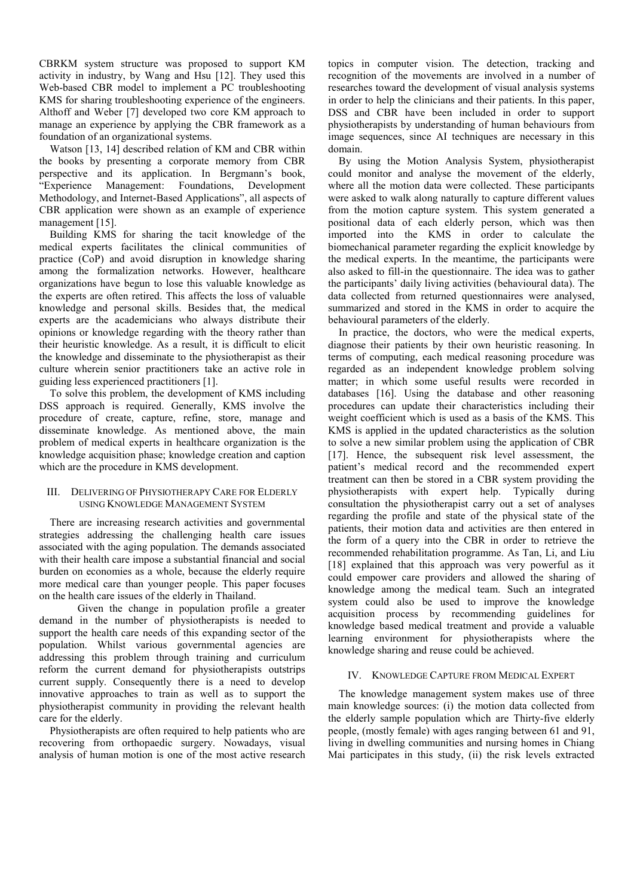CBRKM system structure was proposed to support KM activity in industry, by Wang and Hsu [12]. They used this Web-based CBR model to implement a PC troubleshooting KMS for sharing troubleshooting experience of the engineers. Althoff and Weber [7] developed two core KM approach to manage an experience by applying the CBR framework as a foundation of an organizational systems.

Watson [13, 14] described relation of KM and CBR within the books by presenting a corporate memory from CBR perspective and its application. In Bergmann's book, "Experience Management: Foundations, Development Methodology, and Internet-Based Applications", all aspects of CBR application were shown as an example of experience management [15].

Building KMS for sharing the tacit knowledge of the medical experts facilitates the clinical communities of practice (CoP) and avoid disruption in knowledge sharing among the formalization networks. However, healthcare organizations have begun to lose this valuable knowledge as the experts are often retired. This affects the loss of valuable knowledge and personal skills. Besides that, the medical experts are the academicians who always distribute their opinions or knowledge regarding with the theory rather than their heuristic knowledge. As a result, it is difficult to elicit the knowledge and disseminate to the physiotherapist as their culture wherein senior practitioners take an active role in guiding less experienced practitioners [1].

To solve this problem, the development of KMS including DSS approach is required. Generally, KMS involve the procedure of create, capture, refine, store, manage and disseminate knowledge. As mentioned above, the main problem of medical experts in healthcare organization is the knowledge acquisition phase; knowledge creation and caption which are the procedure in KMS development.

## III. Delivering of Physiotherapy Care for Elderly using Knowledge Management System

There are increasing research activities and governmental strategies addressing the challenging health care issues associated with the aging population. The demands associated with their health care impose a substantial financial and social burden on economies as a whole, because the elderly require more medical care than younger people. This paper focuses on the health care issues of the elderly in Thailand.

Given the change in population profile a greater demand in the number of physiotherapists is needed to support the health care needs of this expanding sector of the population. Whilst various governmental agencies are addressing this problem through training and curriculum reform the current demand for physiotherapists outstrips current supply. Consequently there is a need to develop innovative approaches to train as well as to support the physiotherapist community in providing the relevant health care for the elderly.

Physiotherapists are often required to help patients who are recovering from orthopaedic surgery. Nowadays, visual analysis of human motion is one of the most active research topics in computer vision. The detection, tracking and recognition of the movements are involved in a number of researches toward the development of visual analysis systems in order to help the clinicians and their patients. In this paper, DSS and CBR have been included in order to support physiotherapists by understanding of human behaviours from image sequences, since AI techniques are necessary in this domain.

By using the Motion Analysis System, physiotherapist could monitor and analyse the movement of the elderly, where all the motion data were collected. These participants were asked to walk along naturally to capture different values from the motion capture system. This system generated a positional data of each elderly person, which was then imported into the KMS in order to calculate the biomechanical parameter regarding the explicit knowledge by the medical experts. In the meantime, the participants were also asked to fill-in the questionnaire. The idea was to gather the participants' daily living activities (behavioural data). The data collected from returned questionnaires were analysed, summarized and stored in the KMS in order to acquire the behavioural parameters of the elderly.

In practice, the doctors, who were the medical experts, diagnose their patients by their own heuristic reasoning. In terms of computing, each medical reasoning procedure was regarded as an independent knowledge problem solving matter; in which some useful results were recorded in databases [16]. Using the database and other reasoning procedures can update their characteristics including their weight coefficient which is used as a basis of the KMS. This KMS is applied in the updated characteristics as the solution to solve a new similar problem using the application of CBR [17]. Hence, the subsequent risk level assessment, the patient's medical record and the recommended expert treatment can then be stored in a CBR system providing the physiotherapists with expert help. Typically during consultation the physiotherapist carry out a set of analyses regarding the profile and state of the physical state of the patients, their motion data and activities are then entered in the form of a query into the CBR in order to retrieve the recommended rehabilitation programme. As Tan, Li, and Liu [18] explained that this approach was very powerful as it could empower care providers and allowed the sharing of knowledge among the medical team. Such an integrated system could also be used to improve the knowledge acquisition process by recommending guidelines for knowledge based medical treatment and provide a valuable learning environment for physiotherapists where the knowledge sharing and reuse could be achieved.

## IV. Knowledge Capture from Medical Expert

The knowledge management system makes use of three main knowledge sources: (i) the motion data collected from the elderly sample population which are Thirty-five elderly people, (mostly female) with ages ranging between 61 and 91, living in dwelling communities and nursing homes in Chiang Mai participates in this study, (ii) the risk levels extracted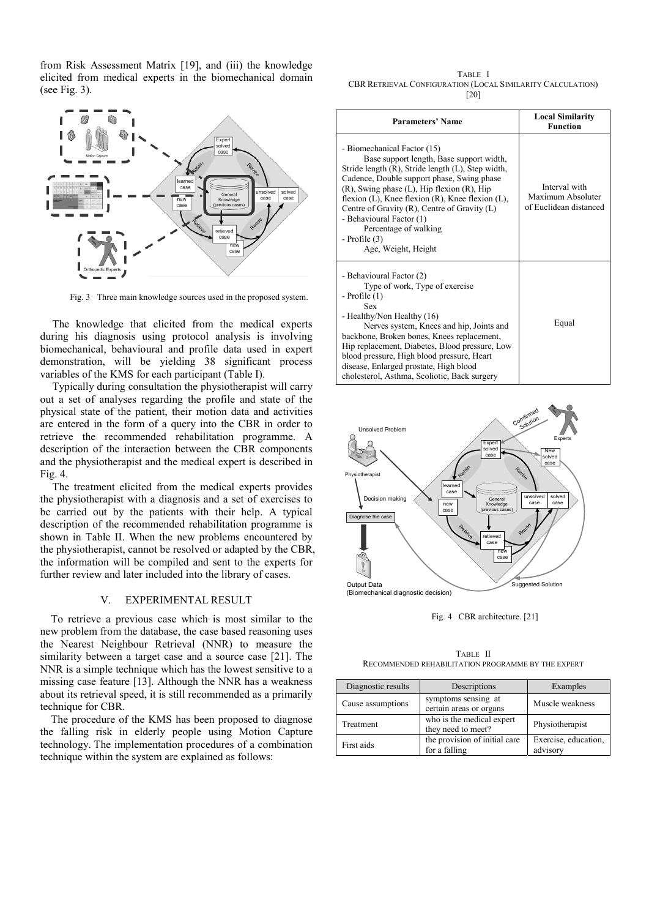from Risk Assessment Matrix [19], and (iii) the knowledge elicited from medical experts in the biomechanical domain (see Fig. 3).

Fig. 3 Three main knowledge sources used in the proposed system.

The knowledge that elicited from the medical experts during his diagnosis using protocol analysis is involving biomechanical, behavioural and profile data used in expert demonstration, will be yielding 38 significant process variables of the KMS for each participant (Table I).

Typically during consultation the physiotherapist will carry out a set of analyses regarding the profile and state of the physical state of the patient, their motion data and activities are entered in the form of a query into the CBR in order to retrieve the recommended rehabilitation programme. A description of the interaction between the CBR components and the physiotherapist and the medical expert is described in Fig. 4.

The treatment elicited from the medical experts provides the physiotherapist with a diagnosis and a set of exercises to be carried out by the patients with their help. A typical description of the recommended rehabilitation programme is shown in Table II. When the new problems encountered by the physiotherapist, cannot be resolved or adapted by the CBR, the information will be compiled and sent to the experts for further review and later included into the library of cases.

## V. EXPERIMENTAL RESULT

To retrieve a previous case which is most similar to the new problem from the database, the case based reasoning uses the Nearest Neighbour Retrieval (NNR) to measure the similarity between a target case and a source case [21]. The NNR is a simple technique which has the lowest sensitive to a missing case feature [13]. Although the NNR has a weakness about its retrieval speed, it is still recommended as a primarily technique for CBR.

The procedure of the KMS has been proposed to diagnose the falling risk in elderly people using Motion Capture technology. The implementation procedures of a combination technique within the system are explained as follows:

TABLE I
CBR RETRIEVAL CONFIGURATION (LOCAL SIMILARITY CALCULATION) [20]

| Parameters' Name | Local Similarity Function |
|---|---|
| - Biomechanical Factor (15) Base support length, Base support width, Stride length (R), Stride length (L), Step width, Cadence, Double support phase, Swing phase (R), Swing phase (L), Hip flexion (R), Hip flexion (L), Knee flexion (R), Knee flexion (L), Centre of Gravity (R), Centre of Gravity (L) - Behavioural Factor (1) Percentage of walking - Profile (3) Age, Weight, Height | Interval with Maximum Absoluter of Euclidean distanced |
| - Behavioural Factor (2) Type of work, Type of exercise - Profile (1) Sex - Healthy/Non Healthy (16) Nerves system, Knees and hip, Joints and backbone, Broken bones, Knees replacement, Hip replacement, Diabetes, Blood pressure, Low blood pressure, High blood pressure, Heart disease, Enlarged prostate, High blood cholesterol, Asthma, Scoliotic, Back surgery | Equal |

Fig. 4 CBR architecture. [21]

TABLE II
RECOMMENDED REHABILITATION PROGRAMME BY THE EXPERT

| Diagnostic results | Descriptions | Examples |
|---|---|---|
| Cause assumptions | symptoms sensing at certain areas or organs | Muscle weakness |
| Treatment | who is the medical expert they need to meet? | Physiotherapist |
| First aids | the provision of initial care for a falling | Exercise, education, advisory |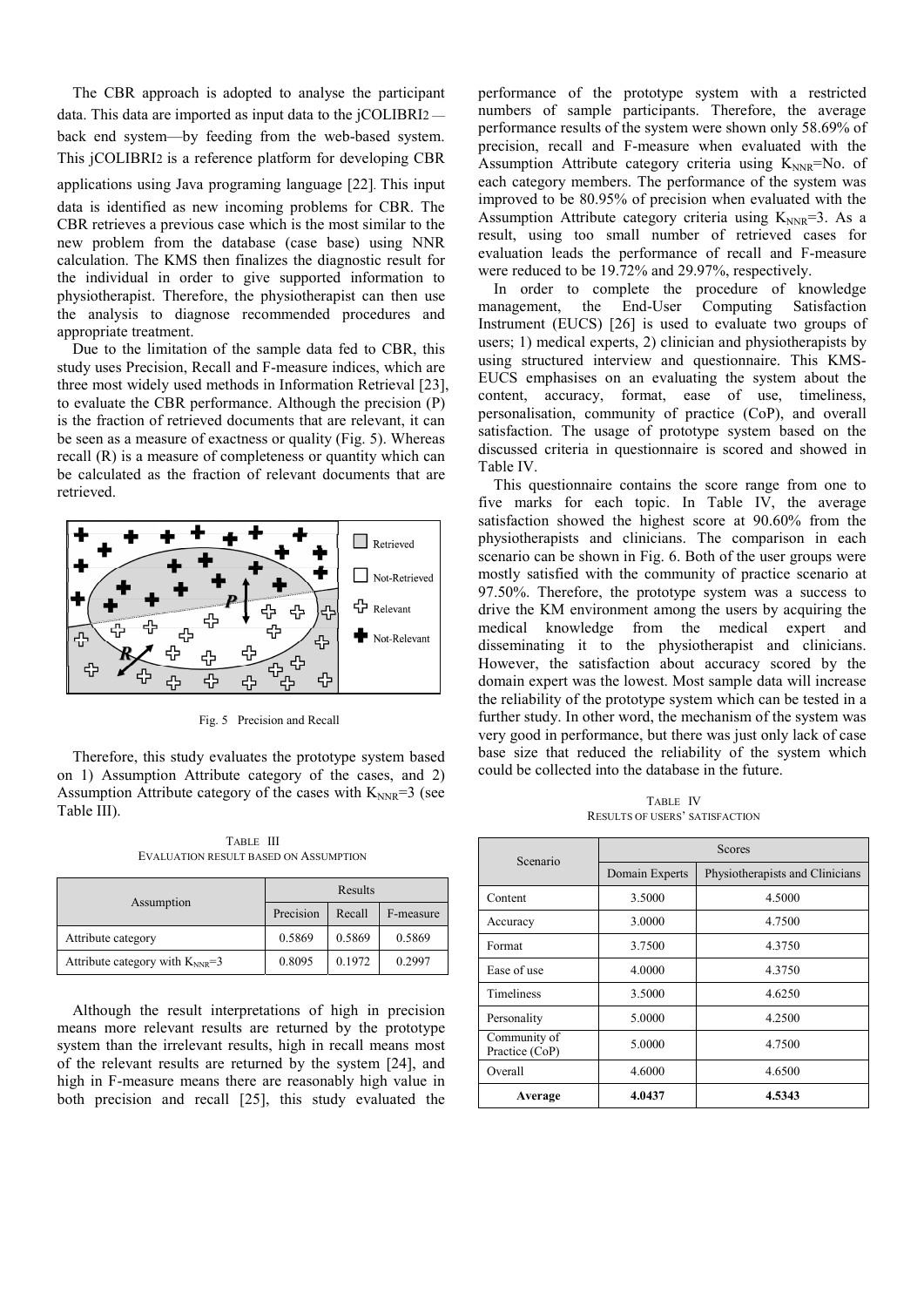The CBR approach is adopted to analyse the participant data. This data are imported as input data to the jCOLIBRI2 —back end system—by feeding from the web-based system. This jCOLIBRI2 is a reference platform for developing CBR applications using Java programing language [22]. This input data is identified as new incoming problems for CBR. The CBR retrieves a previous case which is the most similar to the new problem from the database (case base) using NNR calculation. The KMS then finalizes the diagnostic result for the individual in order to give supported information to physiotherapist. Therefore, the physiotherapist can then use the analysis to diagnose recommended procedures and appropriate treatment.

Due to the limitation of the sample data fed to CBR, this study uses Precision, Recall and F-measure indices, which are three most widely used methods in Information Retrieval [23], to evaluate the CBR performance. Although the precision (P) is the fraction of retrieved documents that are relevant, it can be seen as a measure of exactness or quality (Fig. 5). Whereas recall (R) is a measure of completeness or quantity which can be calculated as the fraction of relevant documents that are retrieved.

Fig. 5 Precision and Recall

Therefore, this study evaluates the prototype system based on 1) Assumption Attribute category of the cases, and 2) Assumption Attribute category of the cases with $K_{NNR}$=3 (see Table III).

TABLE III
EVALUATION RESULT BASED ON ASSUMPTION

| Assumption | Results | | |
|---|---|---|---|
| | Precision | Recall | F-measure |
| Attribute category | 0.5869 | 0.5869 | 0.5869 |
| Attribute category with $K_{NNR}$=3 | 0.8095 | 0.1972 | 0.2997 |

Although the result interpretations of high in precision means more relevant results are returned by the prototype system than the irrelevant results, high in recall means most of the relevant results are returned by the system [24], and high in F-measure means there are reasonably high value in both precision and recall [25], this study evaluated the performance of the prototype system with a restricted numbers of sample participants. Therefore, the average performance results of the system were shown only 58.69% of precision, recall and F-measure when evaluated with the Assumption Attribute category criteria using $K_{NNR}$=No. of each category members. The performance of the system was improved to be 80.95% of precision when evaluated with the Assumption Attribute category criteria using $K_{NNR}$=3. As a result, using too small number of retrieved cases for evaluation leads the performance of recall and F-measure were reduced to be 19.72% and 29.97%, respectively.

In order to complete the procedure of knowledge management, the End-User Computing Satisfaction Instrument (EUCS) [26] is used to evaluate two groups of users; 1) medical experts, 2) clinician and physiotherapists by using structured interview and questionnaire. This KMS-EUCS emphasises on an evaluating the system about the content, accuracy, format, ease of use, timeliness, personalisation, community of practice (CoP), and overall satisfaction. The usage of prototype system based on the discussed criteria in questionnaire is scored and showed in Table IV.

This questionnaire contains the score range from one to five marks for each topic. In Table IV, the average satisfaction showed the highest score at 90.60% from the physiotherapists and clinicians. The comparison in each scenario can be shown in Fig. 6. Both of the user groups were mostly satisfied with the community of practice scenario at 97.50%. Therefore, the prototype system was a success to drive the KM environment among the users by acquiring the medical knowledge from the medical expert and disseminating it to the physiotherapist and clinicians. However, the satisfaction about accuracy scored by the domain expert was the lowest. Most sample data will increase the reliability of the prototype system which can be tested in a further study. In other word, the mechanism of the system was very good in performance, but there was just only lack of case base size that reduced the reliability of the system which could be collected into the database in the future.

TABLE IV
RESULTS OF USERS' SATISFACTION

| Scenario | Scores | |
|---|---|---|
| | Domain Experts | Physiotherapists and Clinicians |
| Content | 3.5000 | 4.5000 |
| Accuracy | 3.0000 | 4.7500 |
| Format | 3.7500 | 4.3750 |
| Ease of use | 4.0000 | 4.3750 |
| Timeliness | 3.5000 | 4.6250 |
| Personality | 5.0000 | 4.2500 |
| Community of Practice (CoP) | 5.0000 | 4.7500 |
| Overall | 4.6000 | 4.6500 |
| **Average** | **4.0437** | **4.5343** |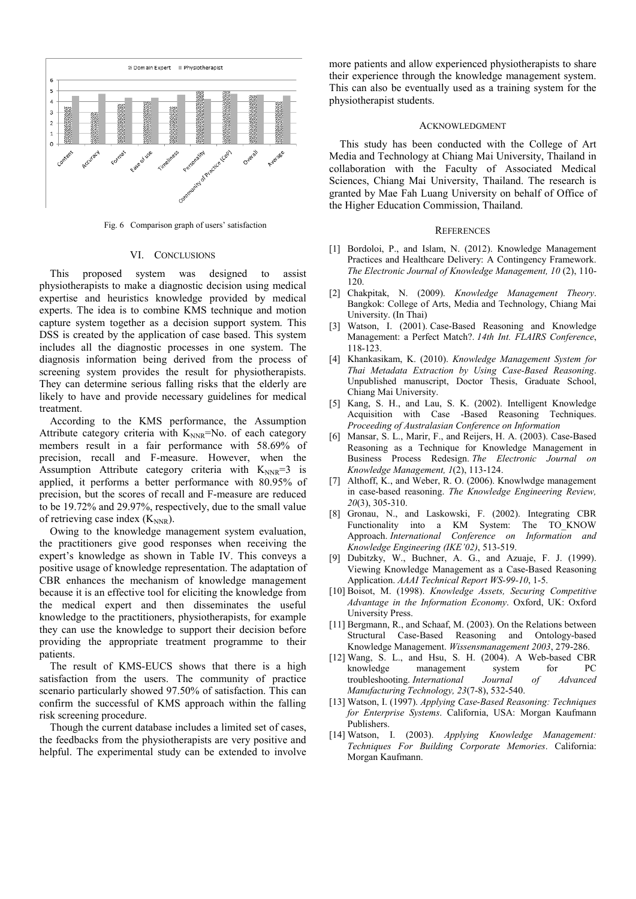Fig. 6 Comparison graph of users' satisfaction

## VI. Conclusions

This proposed system was designed to assist physiotherapists to make a diagnostic decision using medical expertise and heuristics knowledge provided by medical experts. The idea is to combine KMS technique and motion capture system together as a decision support system. This DSS is created by the application of case based. This system includes all the diagnostic processes in one system. The diagnosis information being derived from the process of screening system provides the result for physiotherapists. They can determine serious falling risks that the elderly are likely to have and provide necessary guidelines for medical treatment.

According to the KMS performance, the Assumption Attribute category criteria with $K_{NNR}$=No. of each category members result in a fair performance with 58.69% of precision, recall and F-measure. However, when the Assumption Attribute category criteria with $K_{NNR}$=3 is applied, it performs a better performance with 80.95% of precision, but the scores of recall and F-measure are reduced to be 19.72% and 29.97%, respectively, due to the small value of retrieving case index ($K_{NNR}$).

Owing to the knowledge management system evaluation, the practitioners give good responses when receiving the expert's knowledge as shown in Table IV. This conveys a positive usage of knowledge representation. The adaptation of CBR enhances the mechanism of knowledge management because it is an effective tool for eliciting the knowledge from the medical expert and then disseminates the useful knowledge to the practitioners, physiotherapists, for example they can use the knowledge to support their decision before providing the appropriate treatment programme to their patients.

The result of KMS-EUCS shows that there is a high satisfaction from the users. The community of practice scenario particularly showed 97.50% of satisfaction. This can confirm the successful of KMS approach within the falling risk screening procedure.

Though the current database includes a limited set of cases, the feedbacks from the physiotherapists are very positive and helpful. The experimental study can be extended to involve more patients and allow experienced physiotherapists to share their experience through the knowledge management system. This can also be eventually used as a training system for the physiotherapist students.

## Acknowledgment

This study has been conducted with the College of Art Media and Technology at Chiang Mai University, Thailand in collaboration with the Faculty of Associated Medical Sciences, Chiang Mai University, Thailand. The research is granted by Mae Fah Luang University on behalf of Office of the Higher Education Commission, Thailand.

## References

[1] Bordoloi, P., and Islam, N. (2012). Knowledge Management Practices and Healthcare Delivery: A Contingency Framework. *The Electronic Journal of Knowledge Management, 10* (2), 110-120.

[2] Chakpitak, N. (2009). *Knowledge Management Theory*. Bangkok: College of Arts, Media and Technology, Chiang Mai University. (In Thai)

[3] Watson, I. (2001). Case-Based Reasoning and Knowledge Management: a Perfect Match?. *14th Int. FLAIRS Conference*, 118-123.

[4] Khankasikam, K. (2010). *Knowledge Management System for Thai Metadata Extraction by Using Case-Based Reasoning*. Unpublished manuscript, Doctor Thesis, Graduate School, Chiang Mai University.

[5] Kang, S. H., and Lau, S. K. (2002). Intelligent Knowledge Acquisition with Case -Based Reasoning Techniques. *Proceeding of Australasian Conference on Information*

[6] Mansar, S. L., Marir, F., and Reijers, H. A. (2003). Case-Based Reasoning as a Technique for Knowledge Management in Business Process Redesign. *The Electronic Journal on Knowledge Management, 1*(2), 113-124.

[7] Althoff, K., and Weber, R. O. (2006). Knowlwdge management in case-based reasoning. *The Knowledge Engineering Review, 20*(3), 305-310.

[8] Gronau, N., and Laskowski, F. (2002). Integrating CBR Functionality into a KM System: The TO_KNOW Approach. *International Conference on Information and Knowledge Engineering (IKE'02)*, 513-519.

[9] Dubitzky, W., Buchner, A. G., and Azuaje, F. J. (1999). Viewing Knowledge Management as a Case-Based Reasoning Application. *AAAI Technical Report WS-99-10*, 1-5.

[10] Boisot, M. (1998). *Knowledge Assets, Securing Competitive Advantage in the Information Economy*. Oxford, UK: Oxford University Press.

[11] Bergmann, R., and Schaaf, M. (2003). On the Relations between Structural Case-Based Reasoning and Ontology-based Knowledge Management. *Wissensmanagement 2003*, 279-286.

[12] Wang, S. L., and Hsu, S. H. (2004). A Web-based CBR knowledge management system for PC troubleshooting. *International Journal of Advanced Manufacturing Technology, 23*(7-8), 532-540.

[13] Watson, I. (1997). *Applying Case-Based Reasoning: Techniques for Enterprise Systems*. California, USA: Morgan Kaufmann Publishers.

[14] Watson, I. (2003). *Applying Knowledge Management: Techniques For Building Corporate Memories*. California: Morgan Kaufmann.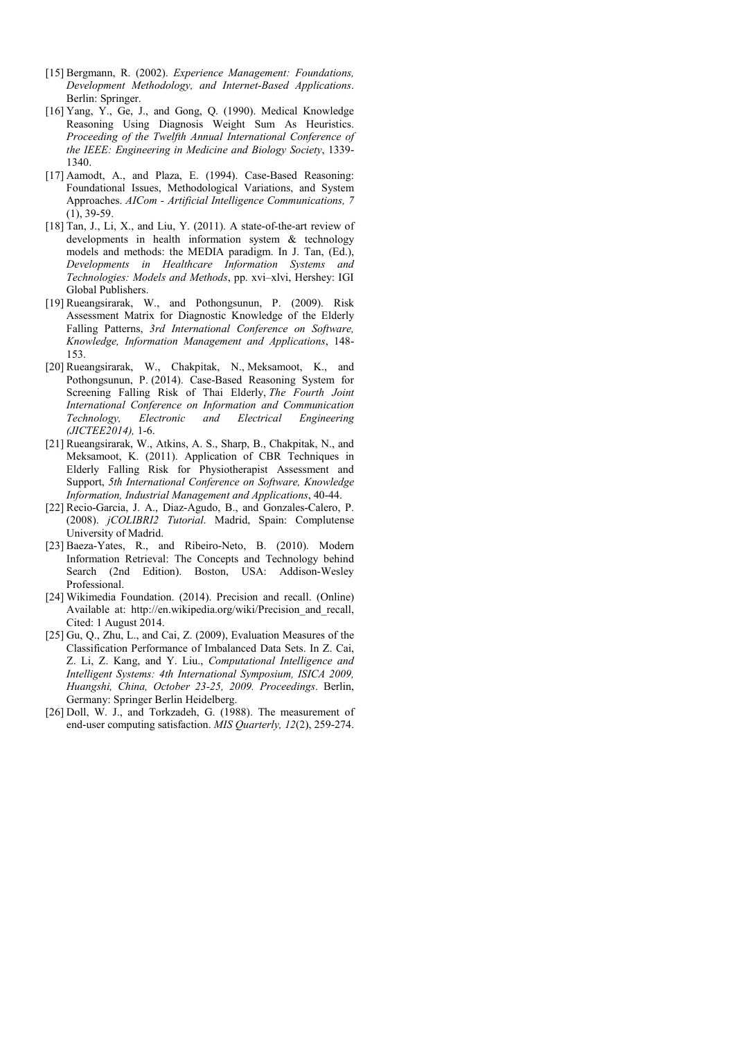[15] Bergmann, R. (2002). *Experience Management: Foundations, Development Methodology, and Internet-Based Applications*. Berlin: Springer.

[16] Yang, Y., Ge, J., and Gong, Q. (1990). Medical Knowledge Reasoning Using Diagnosis Weight Sum As Heuristics. *Proceeding of the Twelfth Annual International Conference of the IEEE: Engineering in Medicine and Biology Society*, 1339-1340.

[17] Aamodt, A., and Plaza, E. (1994). Case-Based Reasoning: Foundational Issues, Methodological Variations, and System Approaches. *AICom - Artificial Intelligence Communications, 7* (1), 39-59.

[18] Tan, J., Li, X., and Liu, Y. (2011). A state-of-the-art review of developments in health information system & technology models and methods: the MEDIA paradigm. In J. Tan, (Ed.), *Developments in Healthcare Information Systems and Technologies: Models and Methods*, pp. xvi–xlvi, Hershey: IGI Global Publishers.

[19] Rueangsirarak, W., and Pothongsunun, P. (2009). Risk Assessment Matrix for Diagnostic Knowledge of the Elderly Falling Patterns, *3rd International Conference on Software, Knowledge, Information Management and Applications*, 148-153.

[20] Rueangsirarak, W., Chakpitak, N., Meksamoot, K., and Pothongsunun, P. (2014). Case-Based Reasoning System for Screening Falling Risk of Thai Elderly, *The Fourth Joint International Conference on Information and Communication Technology, Electronic and Electrical Engineering (JICTEE2014),* 1-6.

[21] Rueangsirarak, W., Atkins, A. S., Sharp, B., Chakpitak, N., and Meksamoot, K. (2011). Application of CBR Techniques in Elderly Falling Risk for Physiotherapist Assessment and Support, *5th International Conference on Software, Knowledge Information, Industrial Management and Applications*, 40-44.

[22] Recio-Garcia, J. A., Diaz-Agudo, B., and Gonzales-Calero, P. (2008). *jCOLIBRI2 Tutorial.* Madrid, Spain: Complutense University of Madrid.

[23] Baeza-Yates, R., and Ribeiro-Neto, B. (2010). Modern Information Retrieval: The Concepts and Technology behind Search (2nd Edition). Boston, USA: Addison-Wesley Professional.

[24] Wikimedia Foundation. (2014). Precision and recall. (Online) Available at: http://en.wikipedia.org/wiki/Precision_and_recall, Cited: 1 August 2014.

[25] Gu, Q., Zhu, L., and Cai, Z. (2009), Evaluation Measures of the Classification Performance of Imbalanced Data Sets. In Z. Cai, Z. Li, Z. Kang, and Y. Liu., *Computational Intelligence and Intelligent Systems: 4th International Symposium, ISICA 2009, Huangshi, China, October 23-25, 2009. Proceedings*. Berlin, Germany: Springer Berlin Heidelberg.

[26] Doll, W. J., and Torkzadeh, G. (1988). The measurement of end-user computing satisfaction. *MIS Quarterly, 12*(2), 259-274.